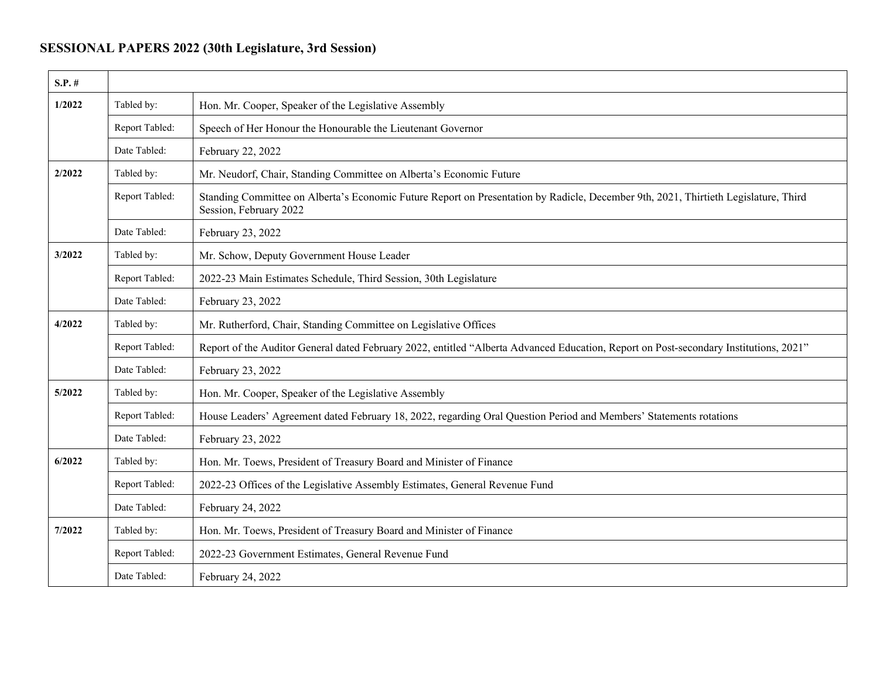**SESSIONAL PAPERS 2022 (30th Legislature, 3rd Session)**

| S.P. # | | |
|---|---|---|
| **1/2022** | Tabled by: | Hon. Mr. Cooper, Speaker of the Legislative Assembly |
| | Report Tabled: | Speech of Her Honour the Honourable the Lieutenant Governor |
| | Date Tabled: | February 22, 2022 |
| **2/2022** | Tabled by: | Mr. Neudorf, Chair, Standing Committee on Alberta's Economic Future |
| | Report Tabled: | Standing Committee on Alberta's Economic Future Report on Presentation by Radicle, December 9th, 2021, Thirtieth Legislature, Third Session, February 2022 |
| | Date Tabled: | February 23, 2022 |
| **3/2022** | Tabled by: | Mr. Schow, Deputy Government House Leader |
| | Report Tabled: | 2022-23 Main Estimates Schedule, Third Session, 30th Legislature |
| | Date Tabled: | February 23, 2022 |
| **4/2022** | Tabled by: | Mr. Rutherford, Chair, Standing Committee on Legislative Offices |
| | Report Tabled: | Report of the Auditor General dated February 2022, entitled "Alberta Advanced Education, Report on Post-secondary Institutions, 2021" |
| | Date Tabled: | February 23, 2022 |
| **5/2022** | Tabled by: | Hon. Mr. Cooper, Speaker of the Legislative Assembly |
| | Report Tabled: | House Leaders' Agreement dated February 18, 2022, regarding Oral Question Period and Members' Statements rotations |
| | Date Tabled: | February 23, 2022 |
| **6/2022** | Tabled by: | Hon. Mr. Toews, President of Treasury Board and Minister of Finance |
| | Report Tabled: | 2022-23 Offices of the Legislative Assembly Estimates, General Revenue Fund |
| | Date Tabled: | February 24, 2022 |
| **7/2022** | Tabled by: | Hon. Mr. Toews, President of Treasury Board and Minister of Finance |
| | Report Tabled: | 2022-23 Government Estimates, General Revenue Fund |
| | Date Tabled: | February 24, 2022 |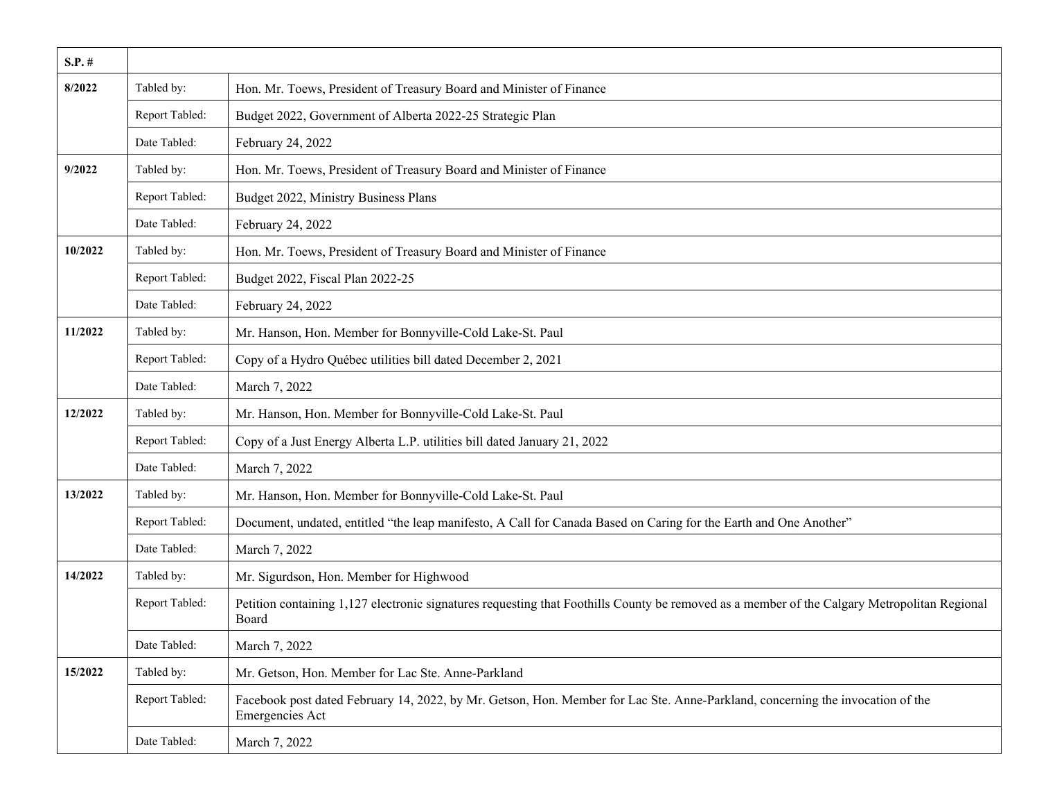| S.P. # | | |
|---|---|---|
| **8/2022** | Tabled by: | Hon. Mr. Toews, President of Treasury Board and Minister of Finance |
| | Report Tabled: | Budget 2022, Government of Alberta 2022-25 Strategic Plan |
| | Date Tabled: | February 24, 2022 |
| **9/2022** | Tabled by: | Hon. Mr. Toews, President of Treasury Board and Minister of Finance |
| | Report Tabled: | Budget 2022, Ministry Business Plans |
| | Date Tabled: | February 24, 2022 |
| **10/2022** | Tabled by: | Hon. Mr. Toews, President of Treasury Board and Minister of Finance |
| | Report Tabled: | Budget 2022, Fiscal Plan 2022-25 |
| | Date Tabled: | February 24, 2022 |
| **11/2022** | Tabled by: | Mr. Hanson, Hon. Member for Bonnyville-Cold Lake-St. Paul |
| | Report Tabled: | Copy of a Hydro Québec utilities bill dated December 2, 2021 |
| | Date Tabled: | March 7, 2022 |
| **12/2022** | Tabled by: | Mr. Hanson, Hon. Member for Bonnyville-Cold Lake-St. Paul |
| | Report Tabled: | Copy of a Just Energy Alberta L.P. utilities bill dated January 21, 2022 |
| | Date Tabled: | March 7, 2022 |
| **13/2022** | Tabled by: | Mr. Hanson, Hon. Member for Bonnyville-Cold Lake-St. Paul |
| | Report Tabled: | Document, undated, entitled "the leap manifesto, A Call for Canada Based on Caring for the Earth and One Another" |
| | Date Tabled: | March 7, 2022 |
| **14/2022** | Tabled by: | Mr. Sigurdson, Hon. Member for Highwood |
| | Report Tabled: | Petition containing 1,127 electronic signatures requesting that Foothills County be removed as a member of the Calgary Metropolitan Regional Board |
| | Date Tabled: | March 7, 2022 |
| **15/2022** | Tabled by: | Mr. Getson, Hon. Member for Lac Ste. Anne-Parkland |
| | Report Tabled: | Facebook post dated February 14, 2022, by Mr. Getson, Hon. Member for Lac Ste. Anne-Parkland, concerning the invocation of the Emergencies Act |
| | Date Tabled: | March 7, 2022 |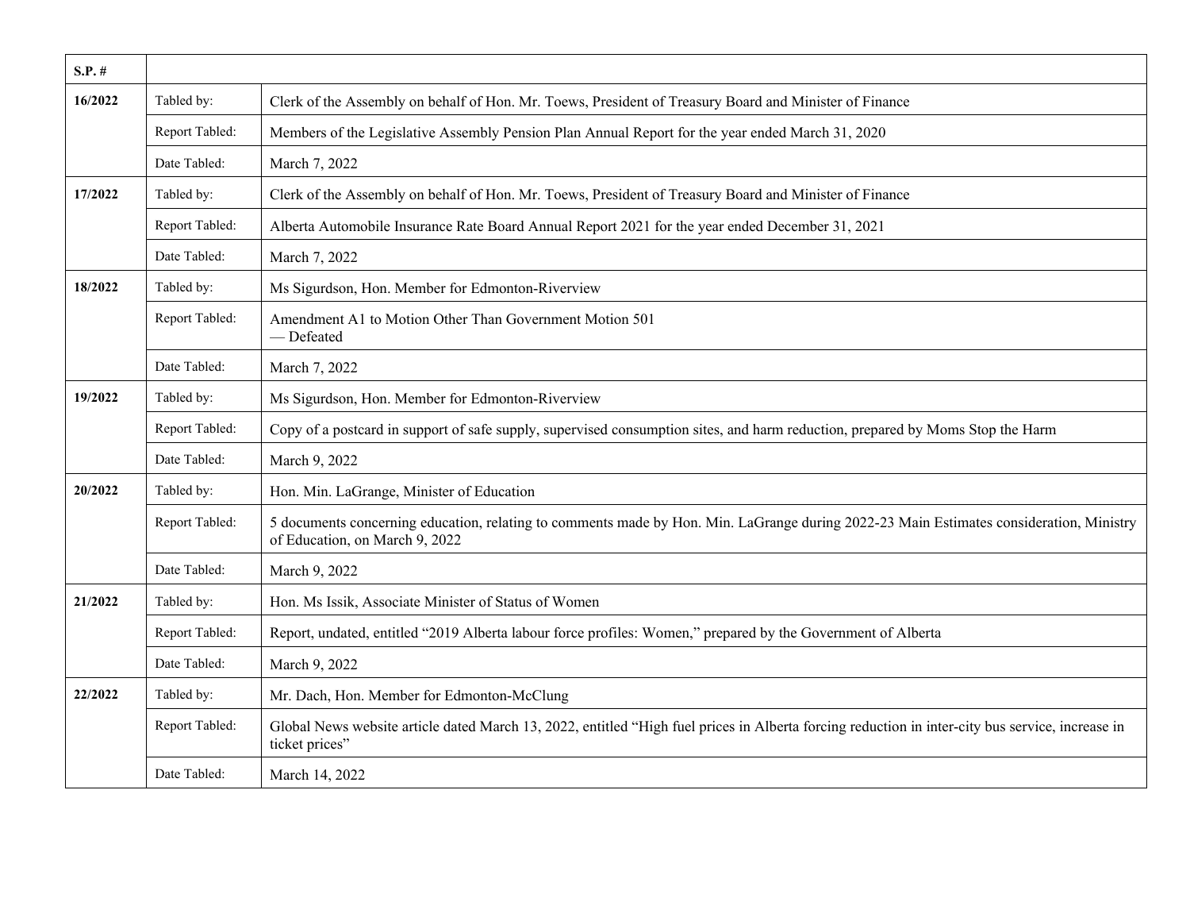| S.P. # | | |
|---|---|---|
| 16/2022 | Tabled by: | Clerk of the Assembly on behalf of Hon. Mr. Toews, President of Treasury Board and Minister of Finance |
| | Report Tabled: | Members of the Legislative Assembly Pension Plan Annual Report for the year ended March 31, 2020 |
| | Date Tabled: | March 7, 2022 |
| 17/2022 | Tabled by: | Clerk of the Assembly on behalf of Hon. Mr. Toews, President of Treasury Board and Minister of Finance |
| | Report Tabled: | Alberta Automobile Insurance Rate Board Annual Report 2021 for the year ended December 31, 2021 |
| | Date Tabled: | March 7, 2022 |
| 18/2022 | Tabled by: | Ms Sigurdson, Hon. Member for Edmonton-Riverview |
| | Report Tabled: | Amendment A1 to Motion Other Than Government Motion 501 — Defeated |
| | Date Tabled: | March 7, 2022 |
| 19/2022 | Tabled by: | Ms Sigurdson, Hon. Member for Edmonton-Riverview |
| | Report Tabled: | Copy of a postcard in support of safe supply, supervised consumption sites, and harm reduction, prepared by Moms Stop the Harm |
| | Date Tabled: | March 9, 2022 |
| 20/2022 | Tabled by: | Hon. Min. LaGrange, Minister of Education |
| | Report Tabled: | 5 documents concerning education, relating to comments made by Hon. Min. LaGrange during 2022-23 Main Estimates consideration, Ministry of Education, on March 9, 2022 |
| | Date Tabled: | March 9, 2022 |
| 21/2022 | Tabled by: | Hon. Ms Issik, Associate Minister of Status of Women |
| | Report Tabled: | Report, undated, entitled "2019 Alberta labour force profiles: Women," prepared by the Government of Alberta |
| | Date Tabled: | March 9, 2022 |
| 22/2022 | Tabled by: | Mr. Dach, Hon. Member for Edmonton-McClung |
| | Report Tabled: | Global News website article dated March 13, 2022, entitled "High fuel prices in Alberta forcing reduction in inter-city bus service, increase in ticket prices" |
| | Date Tabled: | March 14, 2022 |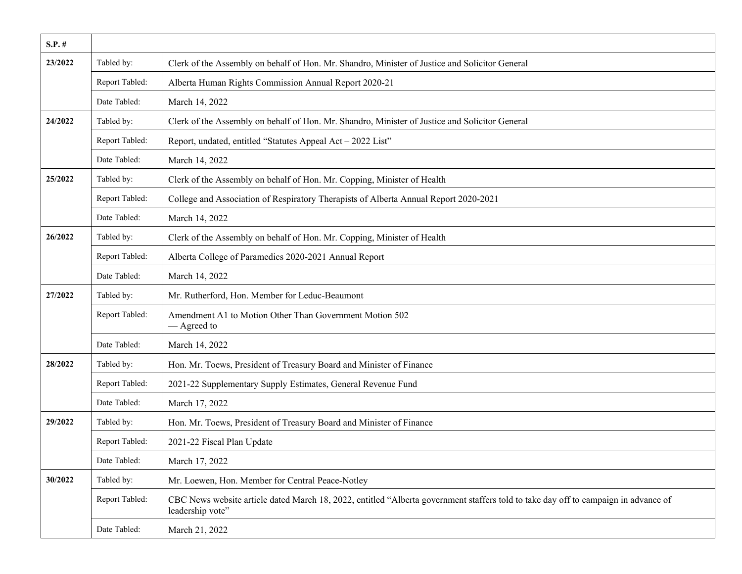| S.P. # | | |
|---|---|---|
| 23/2022 | Tabled by: | Clerk of the Assembly on behalf of Hon. Mr. Shandro, Minister of Justice and Solicitor General |
| | Report Tabled: | Alberta Human Rights Commission Annual Report 2020-21 |
| | Date Tabled: | March 14, 2022 |
| 24/2022 | Tabled by: | Clerk of the Assembly on behalf of Hon. Mr. Shandro, Minister of Justice and Solicitor General |
| | Report Tabled: | Report, undated, entitled "Statutes Appeal Act – 2022 List" |
| | Date Tabled: | March 14, 2022 |
| 25/2022 | Tabled by: | Clerk of the Assembly on behalf of Hon. Mr. Copping, Minister of Health |
| | Report Tabled: | College and Association of Respiratory Therapists of Alberta Annual Report 2020-2021 |
| | Date Tabled: | March 14, 2022 |
| 26/2022 | Tabled by: | Clerk of the Assembly on behalf of Hon. Mr. Copping, Minister of Health |
| | Report Tabled: | Alberta College of Paramedics 2020-2021 Annual Report |
| | Date Tabled: | March 14, 2022 |
| 27/2022 | Tabled by: | Mr. Rutherford, Hon. Member for Leduc-Beaumont |
| | Report Tabled: | Amendment A1 to Motion Other Than Government Motion 502 — Agreed to |
| | Date Tabled: | March 14, 2022 |
| 28/2022 | Tabled by: | Hon. Mr. Toews, President of Treasury Board and Minister of Finance |
| | Report Tabled: | 2021-22 Supplementary Supply Estimates, General Revenue Fund |
| | Date Tabled: | March 17, 2022 |
| 29/2022 | Tabled by: | Hon. Mr. Toews, President of Treasury Board and Minister of Finance |
| | Report Tabled: | 2021-22 Fiscal Plan Update |
| | Date Tabled: | March 17, 2022 |
| 30/2022 | Tabled by: | Mr. Loewen, Hon. Member for Central Peace-Notley |
| | Report Tabled: | CBC News website article dated March 18, 2022, entitled "Alberta government staffers told to take day off to campaign in advance of leadership vote" |
| | Date Tabled: | March 21, 2022 |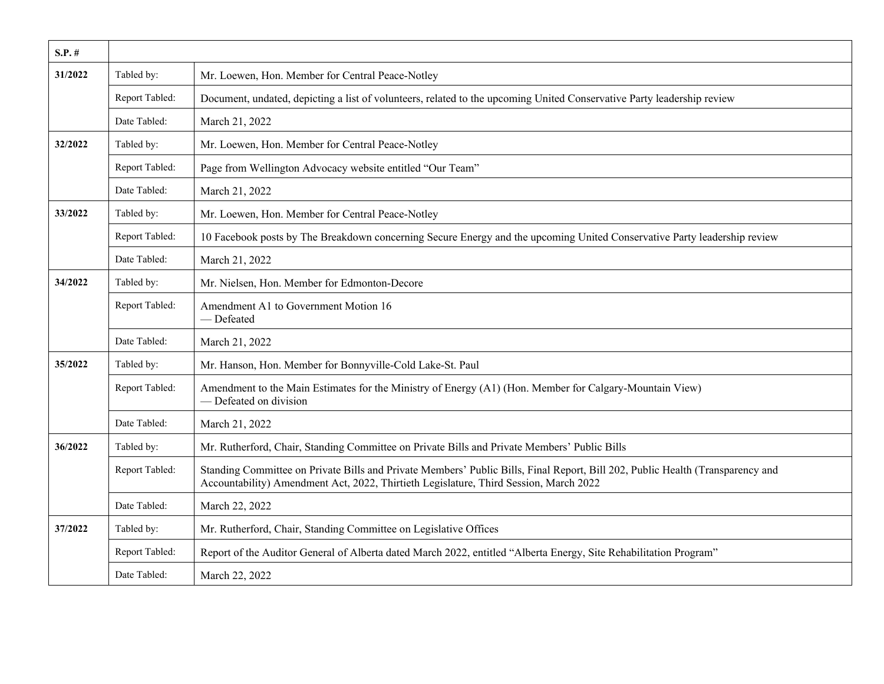| S.P. # | | |
|---|---|---|
| 31/2022 | Tabled by: | Mr. Loewen, Hon. Member for Central Peace-Notley |
| | Report Tabled: | Document, undated, depicting a list of volunteers, related to the upcoming United Conservative Party leadership review |
| | Date Tabled: | March 21, 2022 |
| 32/2022 | Tabled by: | Mr. Loewen, Hon. Member for Central Peace-Notley |
| | Report Tabled: | Page from Wellington Advocacy website entitled "Our Team" |
| | Date Tabled: | March 21, 2022 |
| 33/2022 | Tabled by: | Mr. Loewen, Hon. Member for Central Peace-Notley |
| | Report Tabled: | 10 Facebook posts by The Breakdown concerning Secure Energy and the upcoming United Conservative Party leadership review |
| | Date Tabled: | March 21, 2022 |
| 34/2022 | Tabled by: | Mr. Nielsen, Hon. Member for Edmonton-Decore |
| | Report Tabled: | Amendment A1 to Government Motion 16<br>— Defeated |
| | Date Tabled: | March 21, 2022 |
| 35/2022 | Tabled by: | Mr. Hanson, Hon. Member for Bonnyville-Cold Lake-St. Paul |
| | Report Tabled: | Amendment to the Main Estimates for the Ministry of Energy (A1) (Hon. Member for Calgary-Mountain View)<br>— Defeated on division |
| | Date Tabled: | March 21, 2022 |
| 36/2022 | Tabled by: | Mr. Rutherford, Chair, Standing Committee on Private Bills and Private Members' Public Bills |
| | Report Tabled: | Standing Committee on Private Bills and Private Members' Public Bills, Final Report, Bill 202, Public Health (Transparency and Accountability) Amendment Act, 2022, Thirtieth Legislature, Third Session, March 2022 |
| | Date Tabled: | March 22, 2022 |
| 37/2022 | Tabled by: | Mr. Rutherford, Chair, Standing Committee on Legislative Offices |
| | Report Tabled: | Report of the Auditor General of Alberta dated March 2022, entitled "Alberta Energy, Site Rehabilitation Program" |
| | Date Tabled: | March 22, 2022 |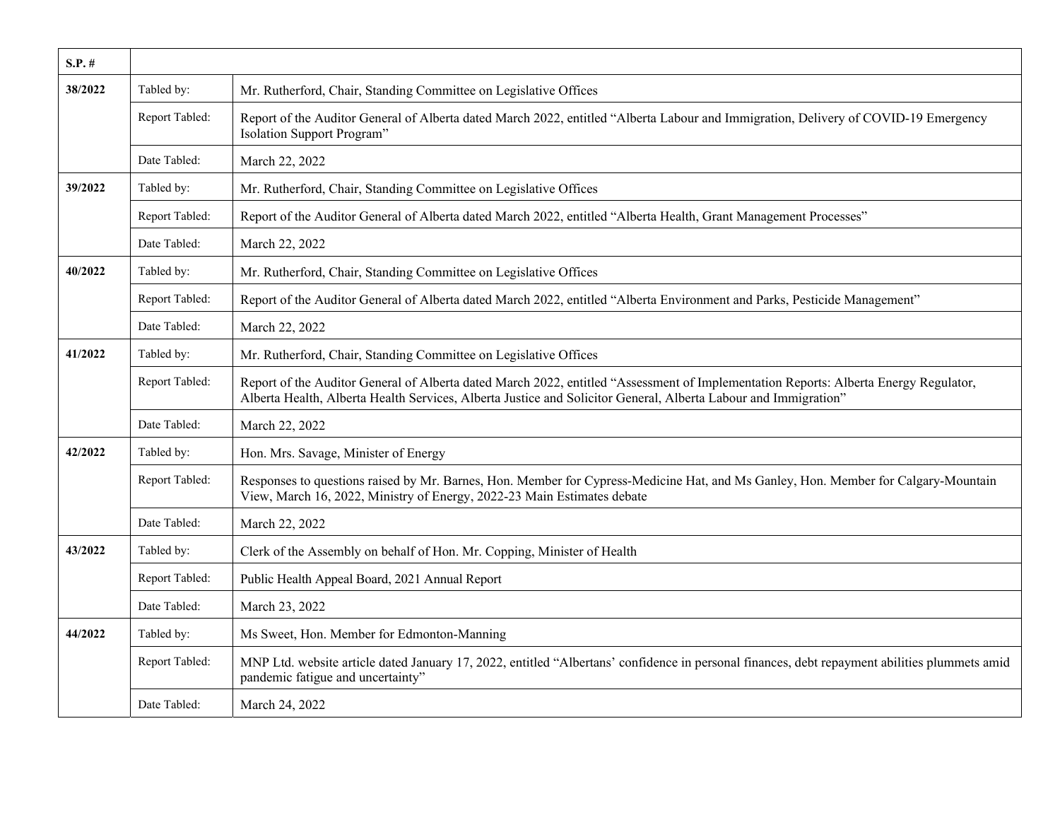| S.P. # | | |
|---|---|---|
| 38/2022 | Tabled by: | Mr. Rutherford, Chair, Standing Committee on Legislative Offices |
| | Report Tabled: | Report of the Auditor General of Alberta dated March 2022, entitled "Alberta Labour and Immigration, Delivery of COVID-19 Emergency Isolation Support Program" |
| | Date Tabled: | March 22, 2022 |
| 39/2022 | Tabled by: | Mr. Rutherford, Chair, Standing Committee on Legislative Offices |
| | Report Tabled: | Report of the Auditor General of Alberta dated March 2022, entitled "Alberta Health, Grant Management Processes" |
| | Date Tabled: | March 22, 2022 |
| 40/2022 | Tabled by: | Mr. Rutherford, Chair, Standing Committee on Legislative Offices |
| | Report Tabled: | Report of the Auditor General of Alberta dated March 2022, entitled "Alberta Environment and Parks, Pesticide Management" |
| | Date Tabled: | March 22, 2022 |
| 41/2022 | Tabled by: | Mr. Rutherford, Chair, Standing Committee on Legislative Offices |
| | Report Tabled: | Report of the Auditor General of Alberta dated March 2022, entitled "Assessment of Implementation Reports: Alberta Energy Regulator, Alberta Health, Alberta Health Services, Alberta Justice and Solicitor General, Alberta Labour and Immigration" |
| | Date Tabled: | March 22, 2022 |
| 42/2022 | Tabled by: | Hon. Mrs. Savage, Minister of Energy |
| | Report Tabled: | Responses to questions raised by Mr. Barnes, Hon. Member for Cypress-Medicine Hat, and Ms Ganley, Hon. Member for Calgary-Mountain View, March 16, 2022, Ministry of Energy, 2022-23 Main Estimates debate |
| | Date Tabled: | March 22, 2022 |
| 43/2022 | Tabled by: | Clerk of the Assembly on behalf of Hon. Mr. Copping, Minister of Health |
| | Report Tabled: | Public Health Appeal Board, 2021 Annual Report |
| | Date Tabled: | March 23, 2022 |
| 44/2022 | Tabled by: | Ms Sweet, Hon. Member for Edmonton-Manning |
| | Report Tabled: | MNP Ltd. website article dated January 17, 2022, entitled "Albertans' confidence in personal finances, debt repayment abilities plummets amid pandemic fatigue and uncertainty" |
| | Date Tabled: | March 24, 2022 |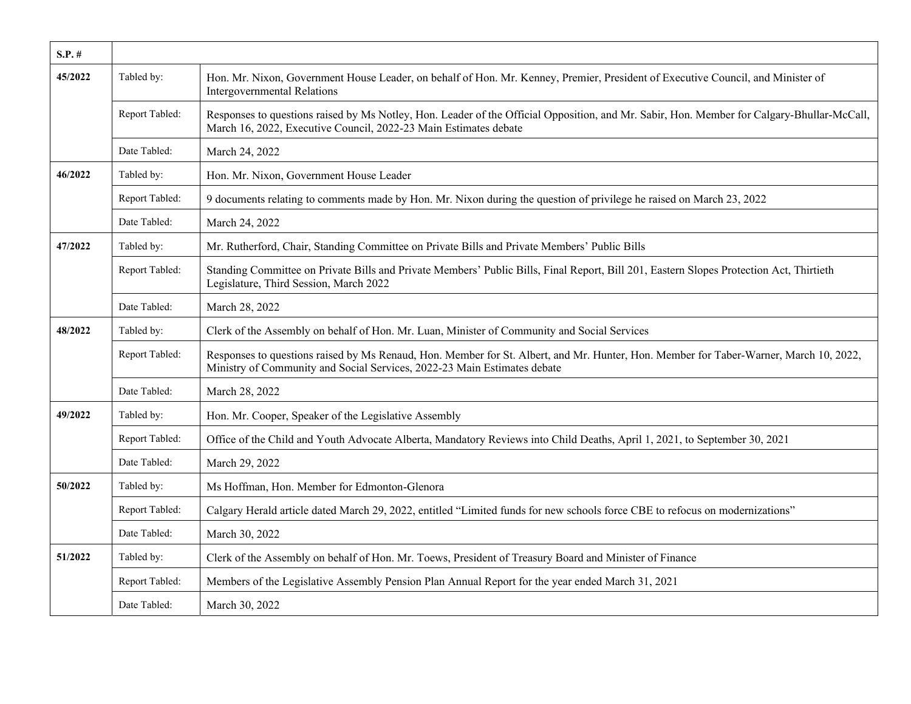| S.P. # | | |
|---|---|---|
| 45/2022 | Tabled by: | Hon. Mr. Nixon, Government House Leader, on behalf of Hon. Mr. Kenney, Premier, President of Executive Council, and Minister of Intergovernmental Relations |
| | Report Tabled: | Responses to questions raised by Ms Notley, Hon. Leader of the Official Opposition, and Mr. Sabir, Hon. Member for Calgary-Bhullar-McCall, March 16, 2022, Executive Council, 2022-23 Main Estimates debate |
| | Date Tabled: | March 24, 2022 |
| 46/2022 | Tabled by: | Hon. Mr. Nixon, Government House Leader |
| | Report Tabled: | 9 documents relating to comments made by Hon. Mr. Nixon during the question of privilege he raised on March 23, 2022 |
| | Date Tabled: | March 24, 2022 |
| 47/2022 | Tabled by: | Mr. Rutherford, Chair, Standing Committee on Private Bills and Private Members' Public Bills |
| | Report Tabled: | Standing Committee on Private Bills and Private Members' Public Bills, Final Report, Bill 201, Eastern Slopes Protection Act, Thirtieth Legislature, Third Session, March 2022 |
| | Date Tabled: | March 28, 2022 |
| 48/2022 | Tabled by: | Clerk of the Assembly on behalf of Hon. Mr. Luan, Minister of Community and Social Services |
| | Report Tabled: | Responses to questions raised by Ms Renaud, Hon. Member for St. Albert, and Mr. Hunter, Hon. Member for Taber-Warner, March 10, 2022, Ministry of Community and Social Services, 2022-23 Main Estimates debate |
| | Date Tabled: | March 28, 2022 |
| 49/2022 | Tabled by: | Hon. Mr. Cooper, Speaker of the Legislative Assembly |
| | Report Tabled: | Office of the Child and Youth Advocate Alberta, Mandatory Reviews into Child Deaths, April 1, 2021, to September 30, 2021 |
| | Date Tabled: | March 29, 2022 |
| 50/2022 | Tabled by: | Ms Hoffman, Hon. Member for Edmonton-Glenora |
| | Report Tabled: | Calgary Herald article dated March 29, 2022, entitled "Limited funds for new schools force CBE to refocus on modernizations" |
| | Date Tabled: | March 30, 2022 |
| 51/2022 | Tabled by: | Clerk of the Assembly on behalf of Hon. Mr. Toews, President of Treasury Board and Minister of Finance |
| | Report Tabled: | Members of the Legislative Assembly Pension Plan Annual Report for the year ended March 31, 2021 |
| | Date Tabled: | March 30, 2022 |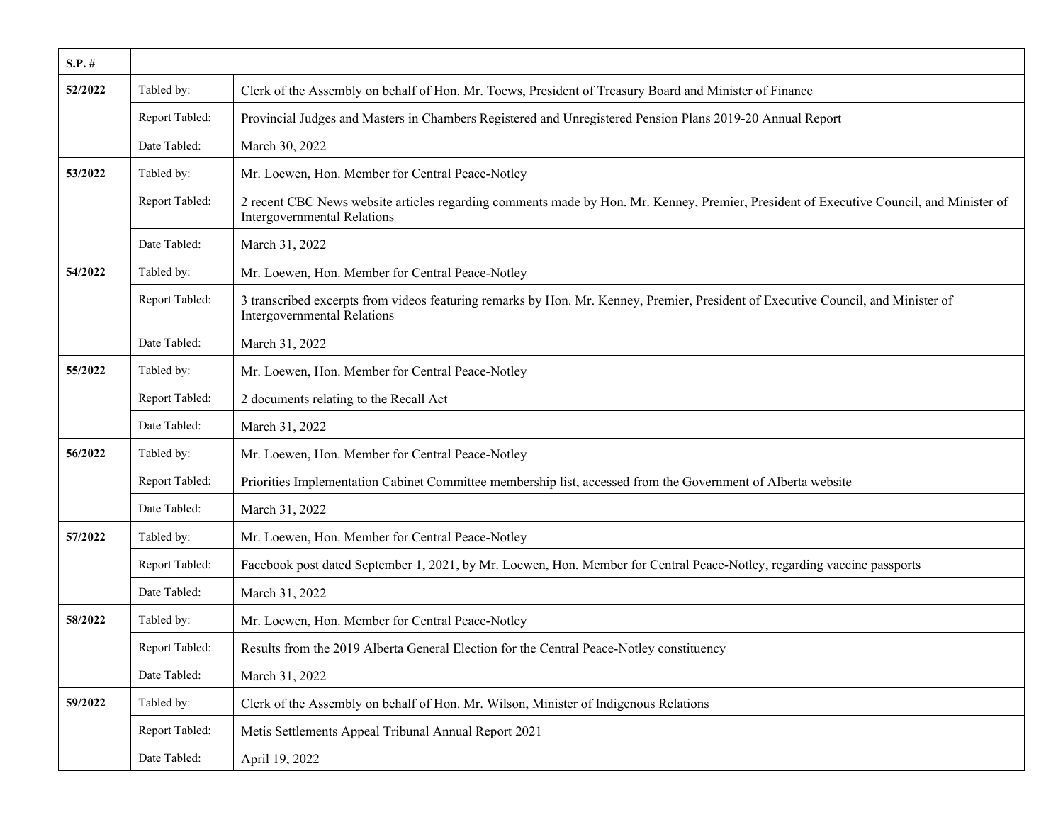| S.P. # | | |
|---|---|---|
| 52/2022 | Tabled by: | Clerk of the Assembly on behalf of Hon. Mr. Toews, President of Treasury Board and Minister of Finance |
| | Report Tabled: | Provincial Judges and Masters in Chambers Registered and Unregistered Pension Plans 2019-20 Annual Report |
| | Date Tabled: | March 30, 2022 |
| 53/2022 | Tabled by: | Mr. Loewen, Hon. Member for Central Peace-Notley |
| | Report Tabled: | 2 recent CBC News website articles regarding comments made by Hon. Mr. Kenney, Premier, President of Executive Council, and Minister of Intergovernmental Relations |
| | Date Tabled: | March 31, 2022 |
| 54/2022 | Tabled by: | Mr. Loewen, Hon. Member for Central Peace-Notley |
| | Report Tabled: | 3 transcribed excerpts from videos featuring remarks by Hon. Mr. Kenney, Premier, President of Executive Council, and Minister of Intergovernmental Relations |
| | Date Tabled: | March 31, 2022 |
| 55/2022 | Tabled by: | Mr. Loewen, Hon. Member for Central Peace-Notley |
| | Report Tabled: | 2 documents relating to the Recall Act |
| | Date Tabled: | March 31, 2022 |
| 56/2022 | Tabled by: | Mr. Loewen, Hon. Member for Central Peace-Notley |
| | Report Tabled: | Priorities Implementation Cabinet Committee membership list, accessed from the Government of Alberta website |
| | Date Tabled: | March 31, 2022 |
| 57/2022 | Tabled by: | Mr. Loewen, Hon. Member for Central Peace-Notley |
| | Report Tabled: | Facebook post dated September 1, 2021, by Mr. Loewen, Hon. Member for Central Peace-Notley, regarding vaccine passports |
| | Date Tabled: | March 31, 2022 |
| 58/2022 | Tabled by: | Mr. Loewen, Hon. Member for Central Peace-Notley |
| | Report Tabled: | Results from the 2019 Alberta General Election for the Central Peace-Notley constituency |
| | Date Tabled: | March 31, 2022 |
| 59/2022 | Tabled by: | Clerk of the Assembly on behalf of Hon. Mr. Wilson, Minister of Indigenous Relations |
| | Report Tabled: | Metis Settlements Appeal Tribunal Annual Report 2021 |
| | Date Tabled: | April 19, 2022 |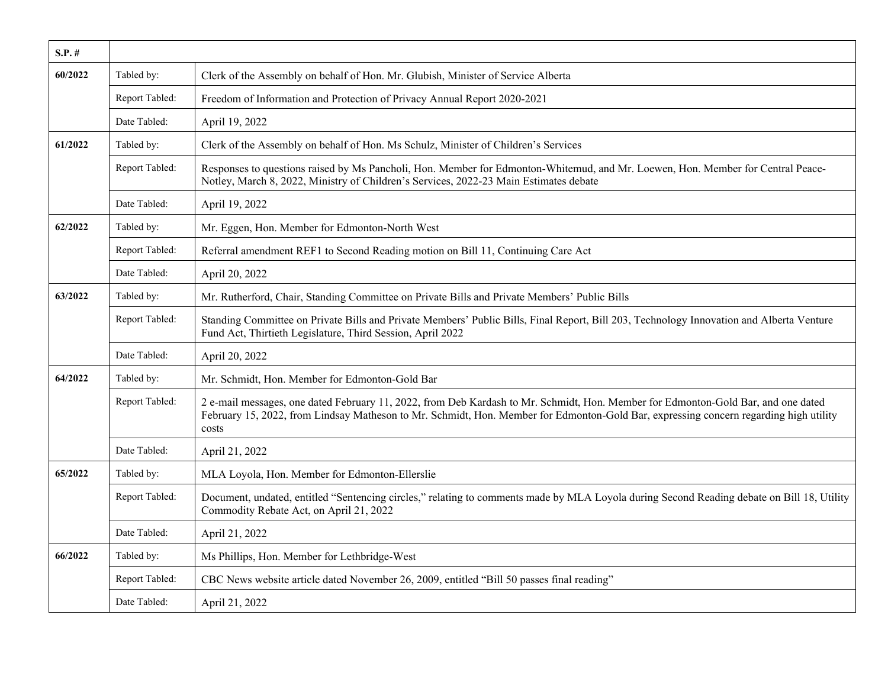| S.P. # | | |
|---|---|---|
| **60/2022** | Tabled by: | Clerk of the Assembly on behalf of Hon. Mr. Glubish, Minister of Service Alberta |
| | Report Tabled: | Freedom of Information and Protection of Privacy Annual Report 2020-2021 |
| | Date Tabled: | April 19, 2022 |
| **61/2022** | Tabled by: | Clerk of the Assembly on behalf of Hon. Ms Schulz, Minister of Children's Services |
| | Report Tabled: | Responses to questions raised by Ms Pancholi, Hon. Member for Edmonton-Whitemud, and Mr. Loewen, Hon. Member for Central Peace-Notley, March 8, 2022, Ministry of Children's Services, 2022-23 Main Estimates debate |
| | Date Tabled: | April 19, 2022 |
| **62/2022** | Tabled by: | Mr. Eggen, Hon. Member for Edmonton-North West |
| | Report Tabled: | Referral amendment REF1 to Second Reading motion on Bill 11, Continuing Care Act |
| | Date Tabled: | April 20, 2022 |
| **63/2022** | Tabled by: | Mr. Rutherford, Chair, Standing Committee on Private Bills and Private Members' Public Bills |
| | Report Tabled: | Standing Committee on Private Bills and Private Members' Public Bills, Final Report, Bill 203, Technology Innovation and Alberta Venture Fund Act, Thirtieth Legislature, Third Session, April 2022 |
| | Date Tabled: | April 20, 2022 |
| **64/2022** | Tabled by: | Mr. Schmidt, Hon. Member for Edmonton-Gold Bar |
| | Report Tabled: | 2 e-mail messages, one dated February 11, 2022, from Deb Kardash to Mr. Schmidt, Hon. Member for Edmonton-Gold Bar, and one dated February 15, 2022, from Lindsay Matheson to Mr. Schmidt, Hon. Member for Edmonton-Gold Bar, expressing concern regarding high utility costs |
| | Date Tabled: | April 21, 2022 |
| **65/2022** | Tabled by: | MLA Loyola, Hon. Member for Edmonton-Ellerslie |
| | Report Tabled: | Document, undated, entitled "Sentencing circles," relating to comments made by MLA Loyola during Second Reading debate on Bill 18, Utility Commodity Rebate Act, on April 21, 2022 |
| | Date Tabled: | April 21, 2022 |
| **66/2022** | Tabled by: | Ms Phillips, Hon. Member for Lethbridge-West |
| | Report Tabled: | CBC News website article dated November 26, 2009, entitled "Bill 50 passes final reading" |
| | Date Tabled: | April 21, 2022 |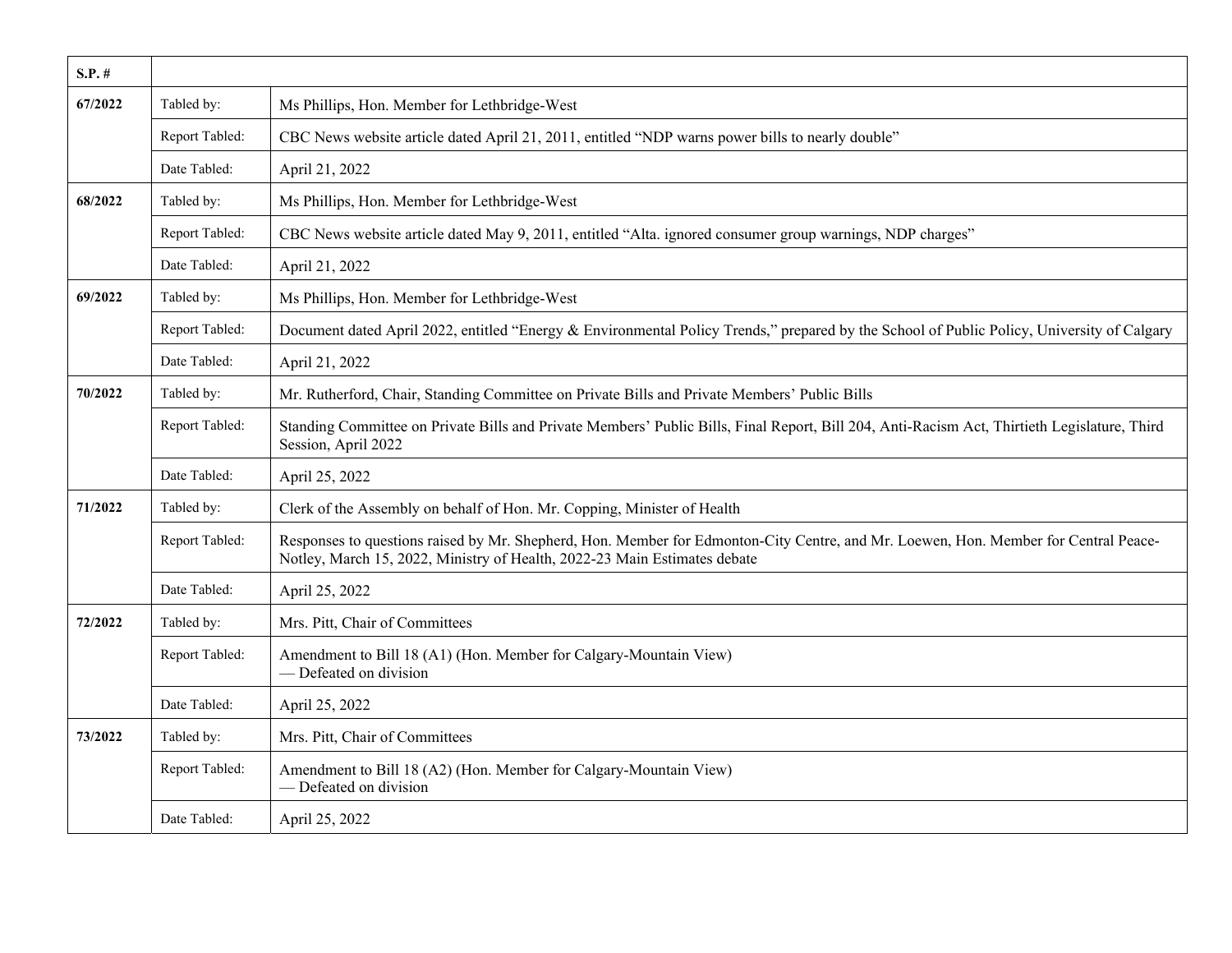| S.P. # | | |
|---|---|---|
| **67/2022** | Tabled by: | Ms Phillips, Hon. Member for Lethbridge-West |
| | Report Tabled: | CBC News website article dated April 21, 2011, entitled "NDP warns power bills to nearly double" |
| | Date Tabled: | April 21, 2022 |
| **68/2022** | Tabled by: | Ms Phillips, Hon. Member for Lethbridge-West |
| | Report Tabled: | CBC News website article dated May 9, 2011, entitled "Alta. ignored consumer group warnings, NDP charges" |
| | Date Tabled: | April 21, 2022 |
| **69/2022** | Tabled by: | Ms Phillips, Hon. Member for Lethbridge-West |
| | Report Tabled: | Document dated April 2022, entitled "Energy & Environmental Policy Trends," prepared by the School of Public Policy, University of Calgary |
| | Date Tabled: | April 21, 2022 |
| **70/2022** | Tabled by: | Mr. Rutherford, Chair, Standing Committee on Private Bills and Private Members' Public Bills |
| | Report Tabled: | Standing Committee on Private Bills and Private Members' Public Bills, Final Report, Bill 204, Anti-Racism Act, Thirtieth Legislature, Third Session, April 2022 |
| | Date Tabled: | April 25, 2022 |
| **71/2022** | Tabled by: | Clerk of the Assembly on behalf of Hon. Mr. Copping, Minister of Health |
| | Report Tabled: | Responses to questions raised by Mr. Shepherd, Hon. Member for Edmonton-City Centre, and Mr. Loewen, Hon. Member for Central Peace-Notley, March 15, 2022, Ministry of Health, 2022-23 Main Estimates debate |
| | Date Tabled: | April 25, 2022 |
| **72/2022** | Tabled by: | Mrs. Pitt, Chair of Committees |
| | Report Tabled: | Amendment to Bill 18 (A1) (Hon. Member for Calgary-Mountain View) — Defeated on division |
| | Date Tabled: | April 25, 2022 |
| **73/2022** | Tabled by: | Mrs. Pitt, Chair of Committees |
| | Report Tabled: | Amendment to Bill 18 (A2) (Hon. Member for Calgary-Mountain View) — Defeated on division |
| | Date Tabled: | April 25, 2022 |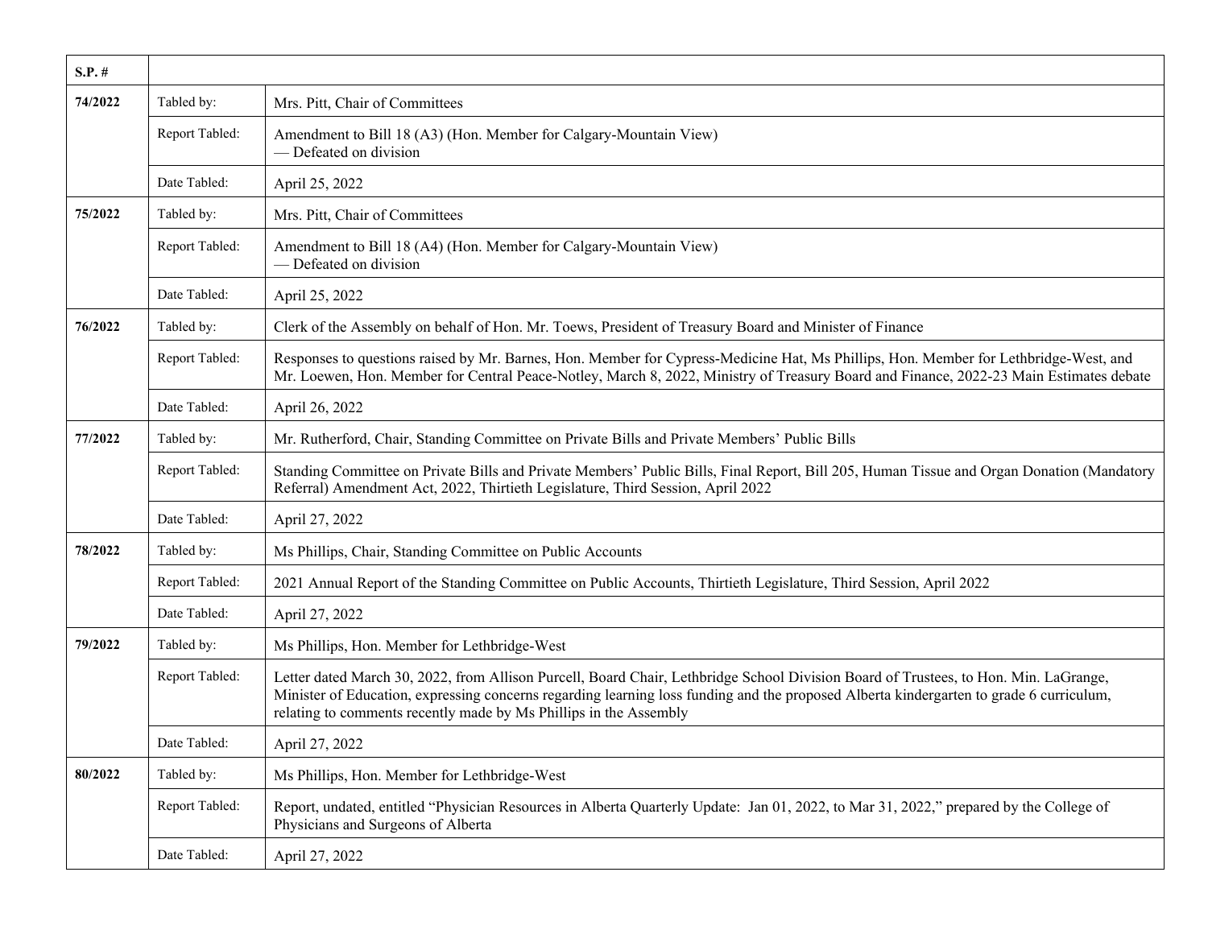| S.P. # | | |
|---|---|---|
| **74/2022** | Tabled by: | Mrs. Pitt, Chair of Committees |
| | Report Tabled: | Amendment to Bill 18 (A3) (Hon. Member for Calgary-Mountain View) — Defeated on division |
| | Date Tabled: | April 25, 2022 |
| **75/2022** | Tabled by: | Mrs. Pitt, Chair of Committees |
| | Report Tabled: | Amendment to Bill 18 (A4) (Hon. Member for Calgary-Mountain View) — Defeated on division |
| | Date Tabled: | April 25, 2022 |
| **76/2022** | Tabled by: | Clerk of the Assembly on behalf of Hon. Mr. Toews, President of Treasury Board and Minister of Finance |
| | Report Tabled: | Responses to questions raised by Mr. Barnes, Hon. Member for Cypress-Medicine Hat, Ms Phillips, Hon. Member for Lethbridge-West, and Mr. Loewen, Hon. Member for Central Peace-Notley, March 8, 2022, Ministry of Treasury Board and Finance, 2022-23 Main Estimates debate |
| | Date Tabled: | April 26, 2022 |
| **77/2022** | Tabled by: | Mr. Rutherford, Chair, Standing Committee on Private Bills and Private Members' Public Bills |
| | Report Tabled: | Standing Committee on Private Bills and Private Members' Public Bills, Final Report, Bill 205, Human Tissue and Organ Donation (Mandatory Referral) Amendment Act, 2022, Thirtieth Legislature, Third Session, April 2022 |
| | Date Tabled: | April 27, 2022 |
| **78/2022** | Tabled by: | Ms Phillips, Chair, Standing Committee on Public Accounts |
| | Report Tabled: | 2021 Annual Report of the Standing Committee on Public Accounts, Thirtieth Legislature, Third Session, April 2022 |
| | Date Tabled: | April 27, 2022 |
| **79/2022** | Tabled by: | Ms Phillips, Hon. Member for Lethbridge-West |
| | Report Tabled: | Letter dated March 30, 2022, from Allison Purcell, Board Chair, Lethbridge School Division Board of Trustees, to Hon. Min. LaGrange, Minister of Education, expressing concerns regarding learning loss funding and the proposed Alberta kindergarten to grade 6 curriculum, relating to comments recently made by Ms Phillips in the Assembly |
| | Date Tabled: | April 27, 2022 |
| **80/2022** | Tabled by: | Ms Phillips, Hon. Member for Lethbridge-West |
| | Report Tabled: | Report, undated, entitled "Physician Resources in Alberta Quarterly Update: Jan 01, 2022, to Mar 31, 2022," prepared by the College of Physicians and Surgeons of Alberta |
| | Date Tabled: | April 27, 2022 |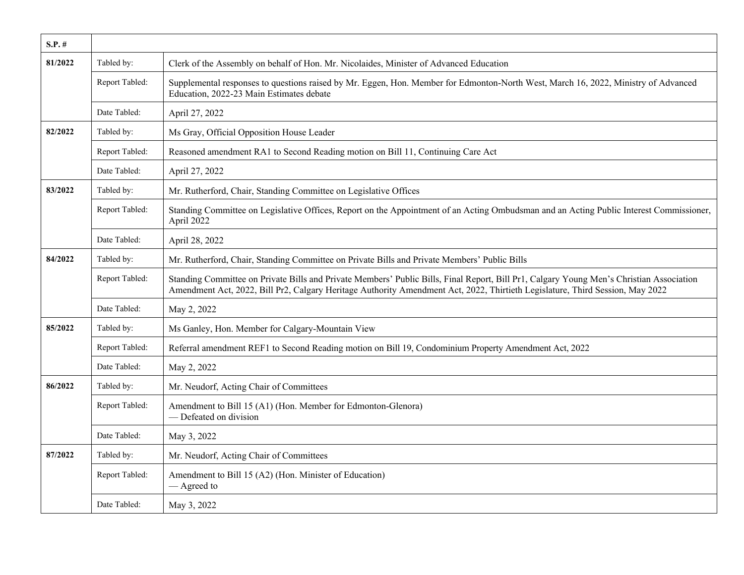| S.P. # | | |
|---|---|---|
| 81/2022 | Tabled by: | Clerk of the Assembly on behalf of Hon. Mr. Nicolaides, Minister of Advanced Education |
| | Report Tabled: | Supplemental responses to questions raised by Mr. Eggen, Hon. Member for Edmonton-North West, March 16, 2022, Ministry of Advanced Education, 2022-23 Main Estimates debate |
| | Date Tabled: | April 27, 2022 |
| 82/2022 | Tabled by: | Ms Gray, Official Opposition House Leader |
| | Report Tabled: | Reasoned amendment RA1 to Second Reading motion on Bill 11, Continuing Care Act |
| | Date Tabled: | April 27, 2022 |
| 83/2022 | Tabled by: | Mr. Rutherford, Chair, Standing Committee on Legislative Offices |
| | Report Tabled: | Standing Committee on Legislative Offices, Report on the Appointment of an Acting Ombudsman and an Acting Public Interest Commissioner, April 2022 |
| | Date Tabled: | April 28, 2022 |
| 84/2022 | Tabled by: | Mr. Rutherford, Chair, Standing Committee on Private Bills and Private Members' Public Bills |
| | Report Tabled: | Standing Committee on Private Bills and Private Members' Public Bills, Final Report, Bill Pr1, Calgary Young Men's Christian Association Amendment Act, 2022, Bill Pr2, Calgary Heritage Authority Amendment Act, 2022, Thirtieth Legislature, Third Session, May 2022 |
| | Date Tabled: | May 2, 2022 |
| 85/2022 | Tabled by: | Ms Ganley, Hon. Member for Calgary-Mountain View |
| | Report Tabled: | Referral amendment REF1 to Second Reading motion on Bill 19, Condominium Property Amendment Act, 2022 |
| | Date Tabled: | May 2, 2022 |
| 86/2022 | Tabled by: | Mr. Neudorf, Acting Chair of Committees |
| | Report Tabled: | Amendment to Bill 15 (A1) (Hon. Member for Edmonton-Glenora) — Defeated on division |
| | Date Tabled: | May 3, 2022 |
| 87/2022 | Tabled by: | Mr. Neudorf, Acting Chair of Committees |
| | Report Tabled: | Amendment to Bill 15 (A2) (Hon. Minister of Education) — Agreed to |
| | Date Tabled: | May 3, 2022 |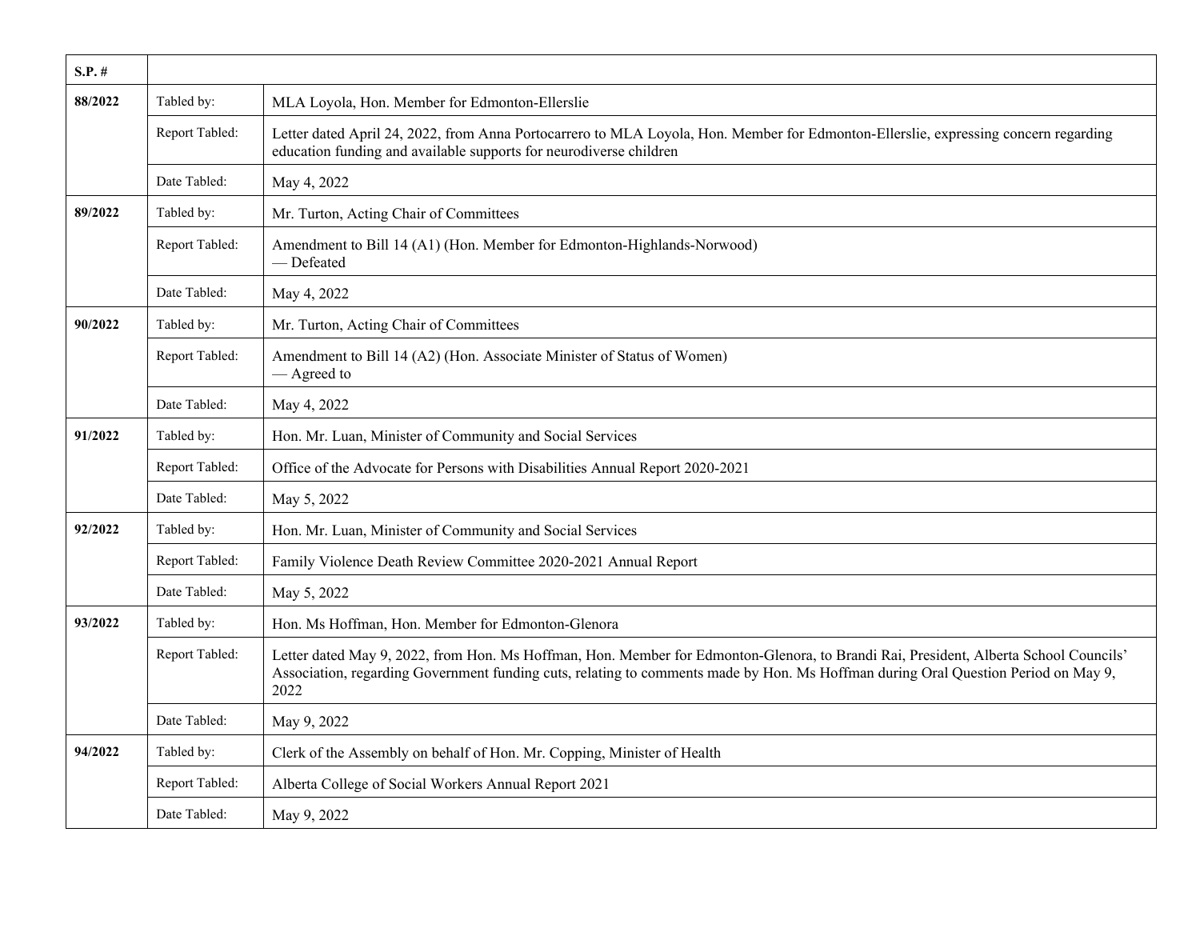| S.P. # | | |
|---|---|---|
| **88/2022** | Tabled by: | MLA Loyola, Hon. Member for Edmonton-Ellerslie |
| | Report Tabled: | Letter dated April 24, 2022, from Anna Portocarrero to MLA Loyola, Hon. Member for Edmonton-Ellerslie, expressing concern regarding education funding and available supports for neurodiverse children |
| | Date Tabled: | May 4, 2022 |
| **89/2022** | Tabled by: | Mr. Turton, Acting Chair of Committees |
| | Report Tabled: | Amendment to Bill 14 (A1) (Hon. Member for Edmonton-Highlands-Norwood) — Defeated |
| | Date Tabled: | May 4, 2022 |
| **90/2022** | Tabled by: | Mr. Turton, Acting Chair of Committees |
| | Report Tabled: | Amendment to Bill 14 (A2) (Hon. Associate Minister of Status of Women) — Agreed to |
| | Date Tabled: | May 4, 2022 |
| **91/2022** | Tabled by: | Hon. Mr. Luan, Minister of Community and Social Services |
| | Report Tabled: | Office of the Advocate for Persons with Disabilities Annual Report 2020-2021 |
| | Date Tabled: | May 5, 2022 |
| **92/2022** | Tabled by: | Hon. Mr. Luan, Minister of Community and Social Services |
| | Report Tabled: | Family Violence Death Review Committee 2020-2021 Annual Report |
| | Date Tabled: | May 5, 2022 |
| **93/2022** | Tabled by: | Hon. Ms Hoffman, Hon. Member for Edmonton-Glenora |
| | Report Tabled: | Letter dated May 9, 2022, from Hon. Ms Hoffman, Hon. Member for Edmonton-Glenora, to Brandi Rai, President, Alberta School Councils' Association, regarding Government funding cuts, relating to comments made by Hon. Ms Hoffman during Oral Question Period on May 9, 2022 |
| | Date Tabled: | May 9, 2022 |
| **94/2022** | Tabled by: | Clerk of the Assembly on behalf of Hon. Mr. Copping, Minister of Health |
| | Report Tabled: | Alberta College of Social Workers Annual Report 2021 |
| | Date Tabled: | May 9, 2022 |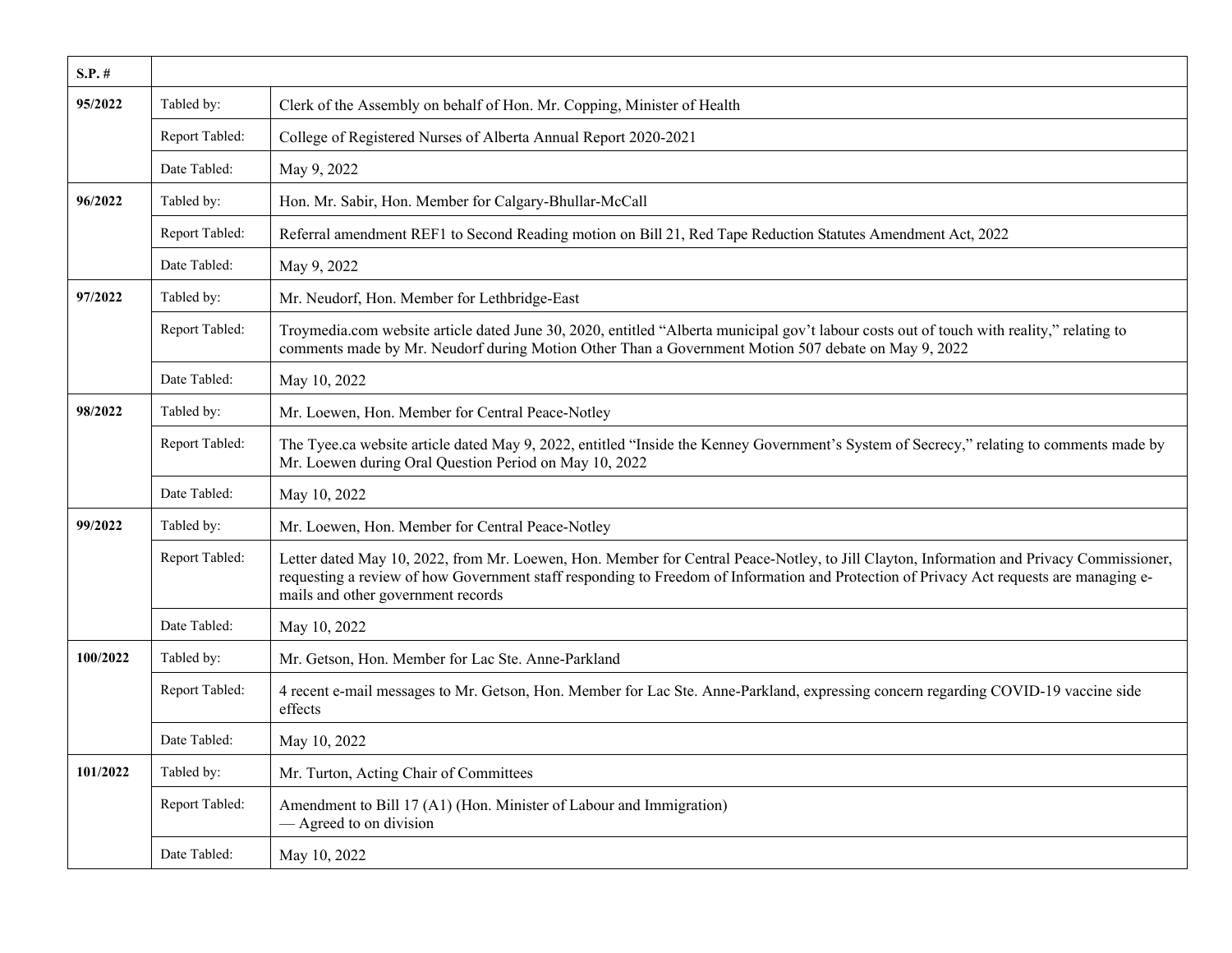| S.P. # | | |
|---|---|---|
| 95/2022 | Tabled by: | Clerk of the Assembly on behalf of Hon. Mr. Copping, Minister of Health |
| | Report Tabled: | College of Registered Nurses of Alberta Annual Report 2020-2021 |
| | Date Tabled: | May 9, 2022 |
| 96/2022 | Tabled by: | Hon. Mr. Sabir, Hon. Member for Calgary-Bhullar-McCall |
| | Report Tabled: | Referral amendment REF1 to Second Reading motion on Bill 21, Red Tape Reduction Statutes Amendment Act, 2022 |
| | Date Tabled: | May 9, 2022 |
| 97/2022 | Tabled by: | Mr. Neudorf, Hon. Member for Lethbridge-East |
| | Report Tabled: | Troymedia.com website article dated June 30, 2020, entitled "Alberta municipal gov't labour costs out of touch with reality," relating to comments made by Mr. Neudorf during Motion Other Than a Government Motion 507 debate on May 9, 2022 |
| | Date Tabled: | May 10, 2022 |
| 98/2022 | Tabled by: | Mr. Loewen, Hon. Member for Central Peace-Notley |
| | Report Tabled: | The Tyee.ca website article dated May 9, 2022, entitled "Inside the Kenney Government's System of Secrecy," relating to comments made by Mr. Loewen during Oral Question Period on May 10, 2022 |
| | Date Tabled: | May 10, 2022 |
| 99/2022 | Tabled by: | Mr. Loewen, Hon. Member for Central Peace-Notley |
| | Report Tabled: | Letter dated May 10, 2022, from Mr. Loewen, Hon. Member for Central Peace-Notley, to Jill Clayton, Information and Privacy Commissioner, requesting a review of how Government staff responding to Freedom of Information and Protection of Privacy Act requests are managing e-mails and other government records |
| | Date Tabled: | May 10, 2022 |
| 100/2022 | Tabled by: | Mr. Getson, Hon. Member for Lac Ste. Anne-Parkland |
| | Report Tabled: | 4 recent e-mail messages to Mr. Getson, Hon. Member for Lac Ste. Anne-Parkland, expressing concern regarding COVID-19 vaccine side effects |
| | Date Tabled: | May 10, 2022 |
| 101/2022 | Tabled by: | Mr. Turton, Acting Chair of Committees |
| | Report Tabled: | Amendment to Bill 17 (A1) (Hon. Minister of Labour and Immigration)<br>— Agreed to on division |
| | Date Tabled: | May 10, 2022 |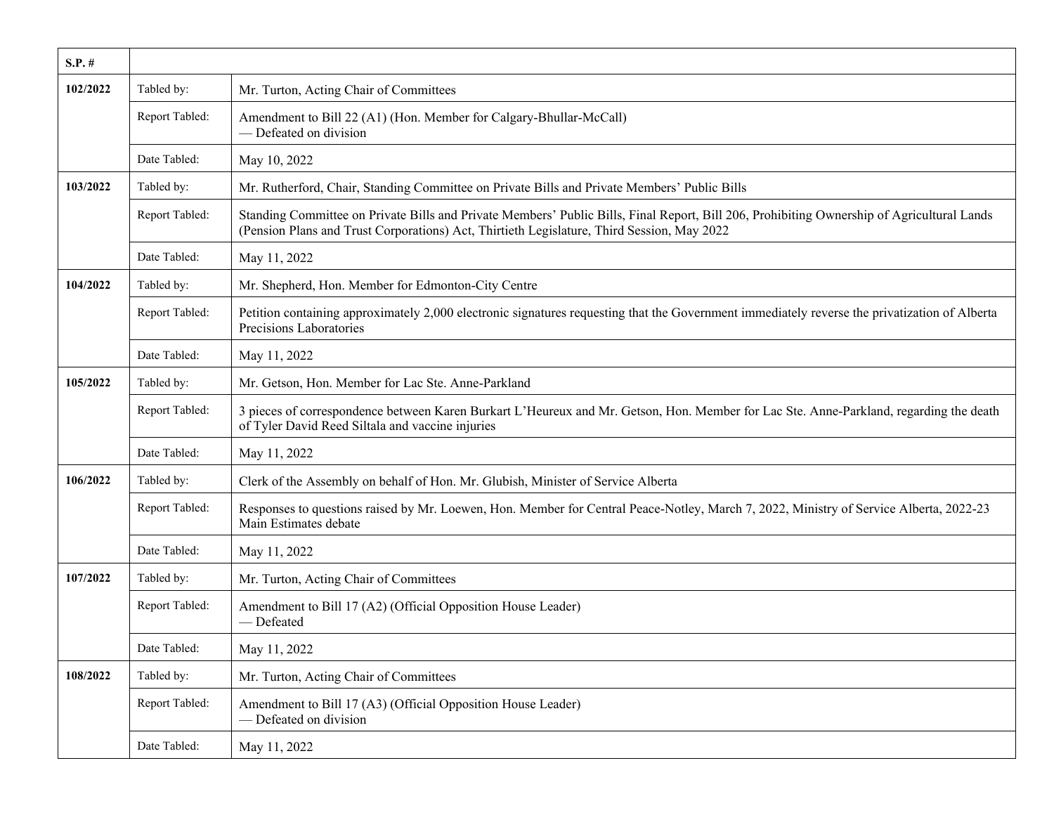| S.P. # | | |
|---|---|---|
| 102/2022 | Tabled by: | Mr. Turton, Acting Chair of Committees |
| | Report Tabled: | Amendment to Bill 22 (A1) (Hon. Member for Calgary-Bhullar-McCall)<br>— Defeated on division |
| | Date Tabled: | May 10, 2022 |
| 103/2022 | Tabled by: | Mr. Rutherford, Chair, Standing Committee on Private Bills and Private Members' Public Bills |
| | Report Tabled: | Standing Committee on Private Bills and Private Members' Public Bills, Final Report, Bill 206, Prohibiting Ownership of Agricultural Lands (Pension Plans and Trust Corporations) Act, Thirtieth Legislature, Third Session, May 2022 |
| | Date Tabled: | May 11, 2022 |
| 104/2022 | Tabled by: | Mr. Shepherd, Hon. Member for Edmonton-City Centre |
| | Report Tabled: | Petition containing approximately 2,000 electronic signatures requesting that the Government immediately reverse the privatization of Alberta Precisions Laboratories |
| | Date Tabled: | May 11, 2022 |
| 105/2022 | Tabled by: | Mr. Getson, Hon. Member for Lac Ste. Anne-Parkland |
| | Report Tabled: | 3 pieces of correspondence between Karen Burkart L'Heureux and Mr. Getson, Hon. Member for Lac Ste. Anne-Parkland, regarding the death of Tyler David Reed Siltala and vaccine injuries |
| | Date Tabled: | May 11, 2022 |
| 106/2022 | Tabled by: | Clerk of the Assembly on behalf of Hon. Mr. Glubish, Minister of Service Alberta |
| | Report Tabled: | Responses to questions raised by Mr. Loewen, Hon. Member for Central Peace-Notley, March 7, 2022, Ministry of Service Alberta, 2022-23 Main Estimates debate |
| | Date Tabled: | May 11, 2022 |
| 107/2022 | Tabled by: | Mr. Turton, Acting Chair of Committees |
| | Report Tabled: | Amendment to Bill 17 (A2) (Official Opposition House Leader)<br>— Defeated |
| | Date Tabled: | May 11, 2022 |
| 108/2022 | Tabled by: | Mr. Turton, Acting Chair of Committees |
| | Report Tabled: | Amendment to Bill 17 (A3) (Official Opposition House Leader)<br>— Defeated on division |
| | Date Tabled: | May 11, 2022 |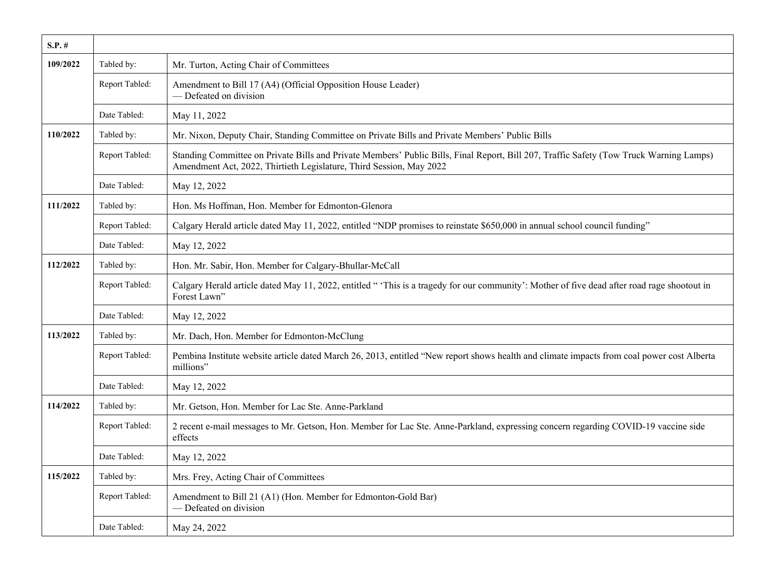| S.P. # | | |
|---|---|---|
| 109/2022 | Tabled by: | Mr. Turton, Acting Chair of Committees |
| | Report Tabled: | Amendment to Bill 17 (A4) (Official Opposition House Leader)<br>— Defeated on division |
| | Date Tabled: | May 11, 2022 |
| 110/2022 | Tabled by: | Mr. Nixon, Deputy Chair, Standing Committee on Private Bills and Private Members' Public Bills |
| | Report Tabled: | Standing Committee on Private Bills and Private Members' Public Bills, Final Report, Bill 207, Traffic Safety (Tow Truck Warning Lamps) Amendment Act, 2022, Thirtieth Legislature, Third Session, May 2022 |
| | Date Tabled: | May 12, 2022 |
| 111/2022 | Tabled by: | Hon. Ms Hoffman, Hon. Member for Edmonton-Glenora |
| | Report Tabled: | Calgary Herald article dated May 11, 2022, entitled "NDP promises to reinstate $650,000 in annual school council funding" |
| | Date Tabled: | May 12, 2022 |
| 112/2022 | Tabled by: | Hon. Mr. Sabir, Hon. Member for Calgary-Bhullar-McCall |
| | Report Tabled: | Calgary Herald article dated May 11, 2022, entitled " 'This is a tragedy for our community': Mother of five dead after road rage shootout in Forest Lawn" |
| | Date Tabled: | May 12, 2022 |
| 113/2022 | Tabled by: | Mr. Dach, Hon. Member for Edmonton-McClung |
| | Report Tabled: | Pembina Institute website article dated March 26, 2013, entitled "New report shows health and climate impacts from coal power cost Alberta millions" |
| | Date Tabled: | May 12, 2022 |
| 114/2022 | Tabled by: | Mr. Getson, Hon. Member for Lac Ste. Anne-Parkland |
| | Report Tabled: | 2 recent e-mail messages to Mr. Getson, Hon. Member for Lac Ste. Anne-Parkland, expressing concern regarding COVID-19 vaccine side effects |
| | Date Tabled: | May 12, 2022 |
| 115/2022 | Tabled by: | Mrs. Frey, Acting Chair of Committees |
| | Report Tabled: | Amendment to Bill 21 (A1) (Hon. Member for Edmonton-Gold Bar)<br>— Defeated on division |
| | Date Tabled: | May 24, 2022 |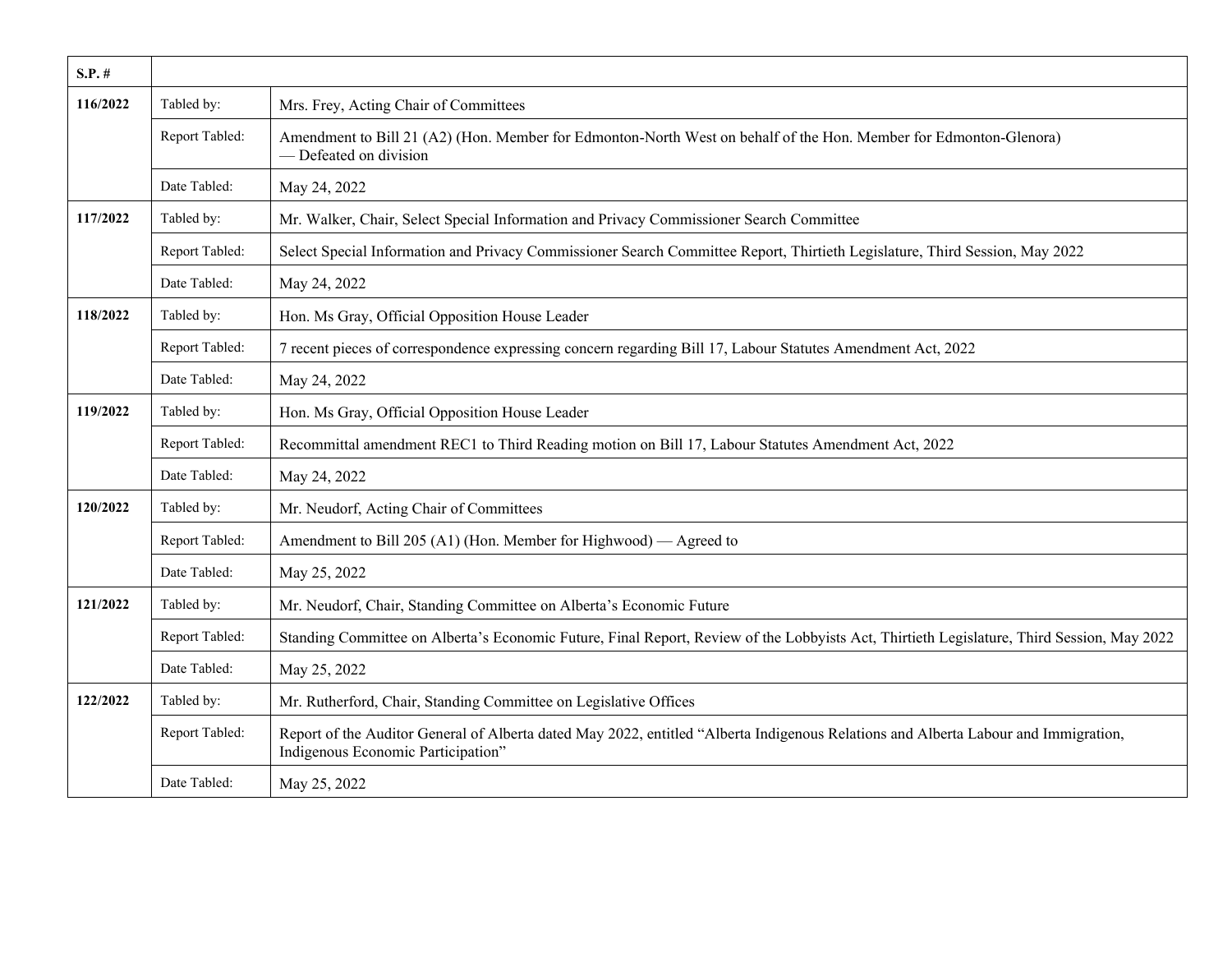| S.P. # | | |
|---|---|---|
| **116/2022** | Tabled by: | Mrs. Frey, Acting Chair of Committees |
| | Report Tabled: | Amendment to Bill 21 (A2) (Hon. Member for Edmonton-North West on behalf of the Hon. Member for Edmonton-Glenora) — Defeated on division |
| | Date Tabled: | May 24, 2022 |
| **117/2022** | Tabled by: | Mr. Walker, Chair, Select Special Information and Privacy Commissioner Search Committee |
| | Report Tabled: | Select Special Information and Privacy Commissioner Search Committee Report, Thirtieth Legislature, Third Session, May 2022 |
| | Date Tabled: | May 24, 2022 |
| **118/2022** | Tabled by: | Hon. Ms Gray, Official Opposition House Leader |
| | Report Tabled: | 7 recent pieces of correspondence expressing concern regarding Bill 17, Labour Statutes Amendment Act, 2022 |
| | Date Tabled: | May 24, 2022 |
| **119/2022** | Tabled by: | Hon. Ms Gray, Official Opposition House Leader |
| | Report Tabled: | Recommittal amendment REC1 to Third Reading motion on Bill 17, Labour Statutes Amendment Act, 2022 |
| | Date Tabled: | May 24, 2022 |
| **120/2022** | Tabled by: | Mr. Neudorf, Acting Chair of Committees |
| | Report Tabled: | Amendment to Bill 205 (A1) (Hon. Member for Highwood) — Agreed to |
| | Date Tabled: | May 25, 2022 |
| **121/2022** | Tabled by: | Mr. Neudorf, Chair, Standing Committee on Alberta's Economic Future |
| | Report Tabled: | Standing Committee on Alberta's Economic Future, Final Report, Review of the Lobbyists Act, Thirtieth Legislature, Third Session, May 2022 |
| | Date Tabled: | May 25, 2022 |
| **122/2022** | Tabled by: | Mr. Rutherford, Chair, Standing Committee on Legislative Offices |
| | Report Tabled: | Report of the Auditor General of Alberta dated May 2022, entitled "Alberta Indigenous Relations and Alberta Labour and Immigration, Indigenous Economic Participation" |
| | Date Tabled: | May 25, 2022 |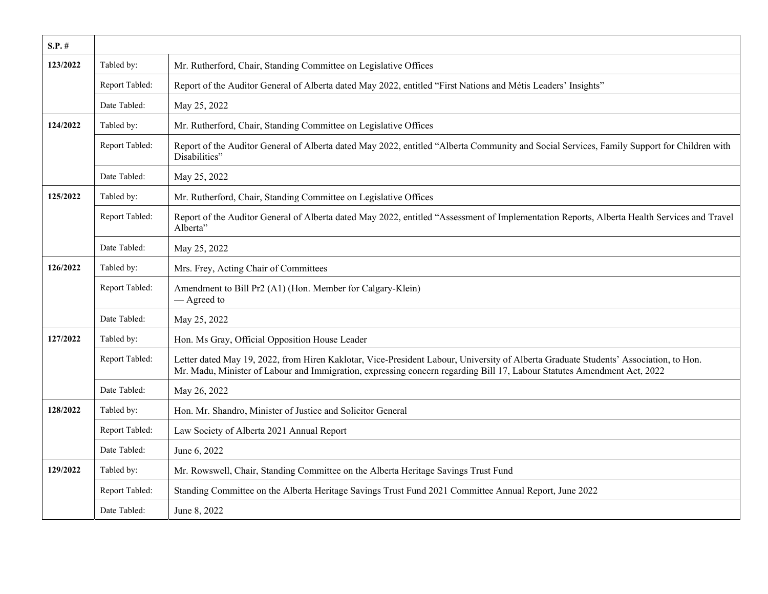| S.P. # | | |
|---|---|---|
| 123/2022 | Tabled by: | Mr. Rutherford, Chair, Standing Committee on Legislative Offices |
| | Report Tabled: | Report of the Auditor General of Alberta dated May 2022, entitled “First Nations and Métis Leaders’ Insights” |
| | Date Tabled: | May 25, 2022 |
| 124/2022 | Tabled by: | Mr. Rutherford, Chair, Standing Committee on Legislative Offices |
| | Report Tabled: | Report of the Auditor General of Alberta dated May 2022, entitled “Alberta Community and Social Services, Family Support for Children with Disabilities” |
| | Date Tabled: | May 25, 2022 |
| 125/2022 | Tabled by: | Mr. Rutherford, Chair, Standing Committee on Legislative Offices |
| | Report Tabled: | Report of the Auditor General of Alberta dated May 2022, entitled “Assessment of Implementation Reports, Alberta Health Services and Travel Alberta” |
| | Date Tabled: | May 25, 2022 |
| 126/2022 | Tabled by: | Mrs. Frey, Acting Chair of Committees |
| | Report Tabled: | Amendment to Bill Pr2 (A1) (Hon. Member for Calgary-Klein) — Agreed to |
| | Date Tabled: | May 25, 2022 |
| 127/2022 | Tabled by: | Hon. Ms Gray, Official Opposition House Leader |
| | Report Tabled: | Letter dated May 19, 2022, from Hiren Kaklotar, Vice-President Labour, University of Alberta Graduate Students’ Association, to Hon. Mr. Madu, Minister of Labour and Immigration, expressing concern regarding Bill 17, Labour Statutes Amendment Act, 2022 |
| | Date Tabled: | May 26, 2022 |
| 128/2022 | Tabled by: | Hon. Mr. Shandro, Minister of Justice and Solicitor General |
| | Report Tabled: | Law Society of Alberta 2021 Annual Report |
| | Date Tabled: | June 6, 2022 |
| 129/2022 | Tabled by: | Mr. Rowswell, Chair, Standing Committee on the Alberta Heritage Savings Trust Fund |
| | Report Tabled: | Standing Committee on the Alberta Heritage Savings Trust Fund 2021 Committee Annual Report, June 2022 |
| | Date Tabled: | June 8, 2022 |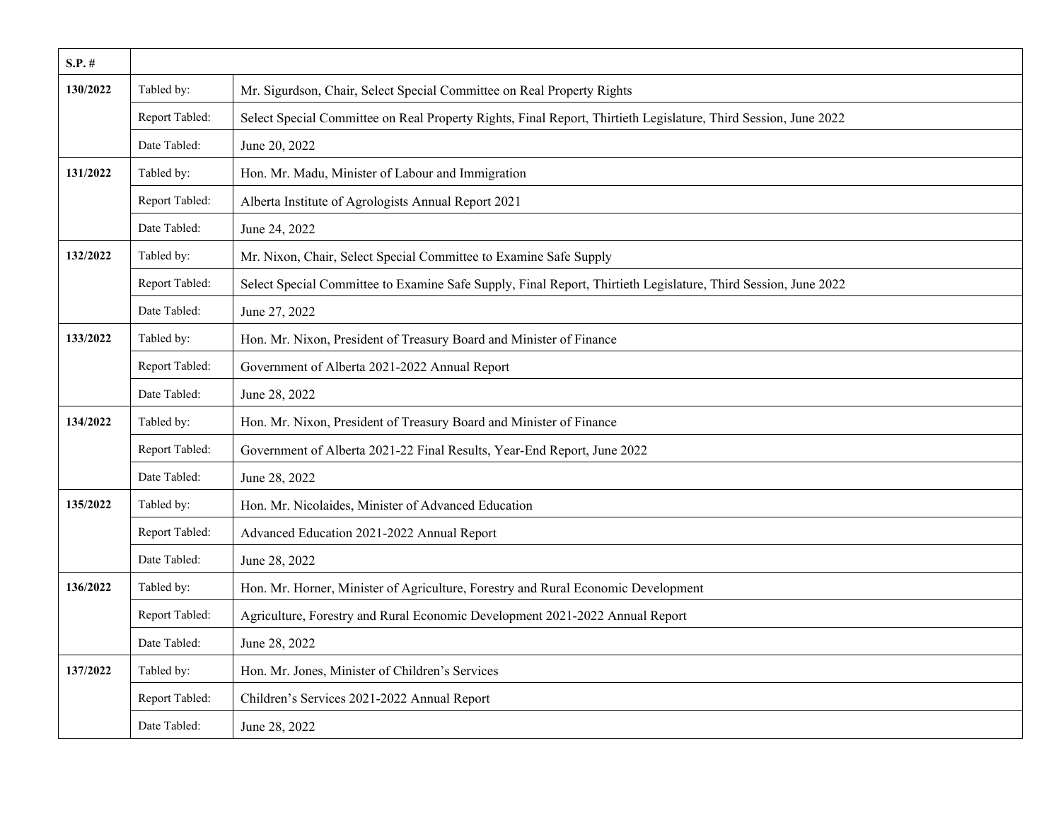| S.P. # | | |
| --- | --- | --- |
| **130/2022** | Tabled by: | Mr. Sigurdson, Chair, Select Special Committee on Real Property Rights |
| | Report Tabled: | Select Special Committee on Real Property Rights, Final Report, Thirtieth Legislature, Third Session, June 2022 |
| | Date Tabled: | June 20, 2022 |
| **131/2022** | Tabled by: | Hon. Mr. Madu, Minister of Labour and Immigration |
| | Report Tabled: | Alberta Institute of Agrologists Annual Report 2021 |
| | Date Tabled: | June 24, 2022 |
| **132/2022** | Tabled by: | Mr. Nixon, Chair, Select Special Committee to Examine Safe Supply |
| | Report Tabled: | Select Special Committee to Examine Safe Supply, Final Report, Thirtieth Legislature, Third Session, June 2022 |
| | Date Tabled: | June 27, 2022 |
| **133/2022** | Tabled by: | Hon. Mr. Nixon, President of Treasury Board and Minister of Finance |
| | Report Tabled: | Government of Alberta 2021-2022 Annual Report |
| | Date Tabled: | June 28, 2022 |
| **134/2022** | Tabled by: | Hon. Mr. Nixon, President of Treasury Board and Minister of Finance |
| | Report Tabled: | Government of Alberta 2021-22 Final Results, Year-End Report, June 2022 |
| | Date Tabled: | June 28, 2022 |
| **135/2022** | Tabled by: | Hon. Mr. Nicolaides, Minister of Advanced Education |
| | Report Tabled: | Advanced Education 2021-2022 Annual Report |
| | Date Tabled: | June 28, 2022 |
| **136/2022** | Tabled by: | Hon. Mr. Horner, Minister of Agriculture, Forestry and Rural Economic Development |
| | Report Tabled: | Agriculture, Forestry and Rural Economic Development 2021-2022 Annual Report |
| | Date Tabled: | June 28, 2022 |
| **137/2022** | Tabled by: | Hon. Mr. Jones, Minister of Children's Services |
| | Report Tabled: | Children's Services 2021-2022 Annual Report |
| | Date Tabled: | June 28, 2022 |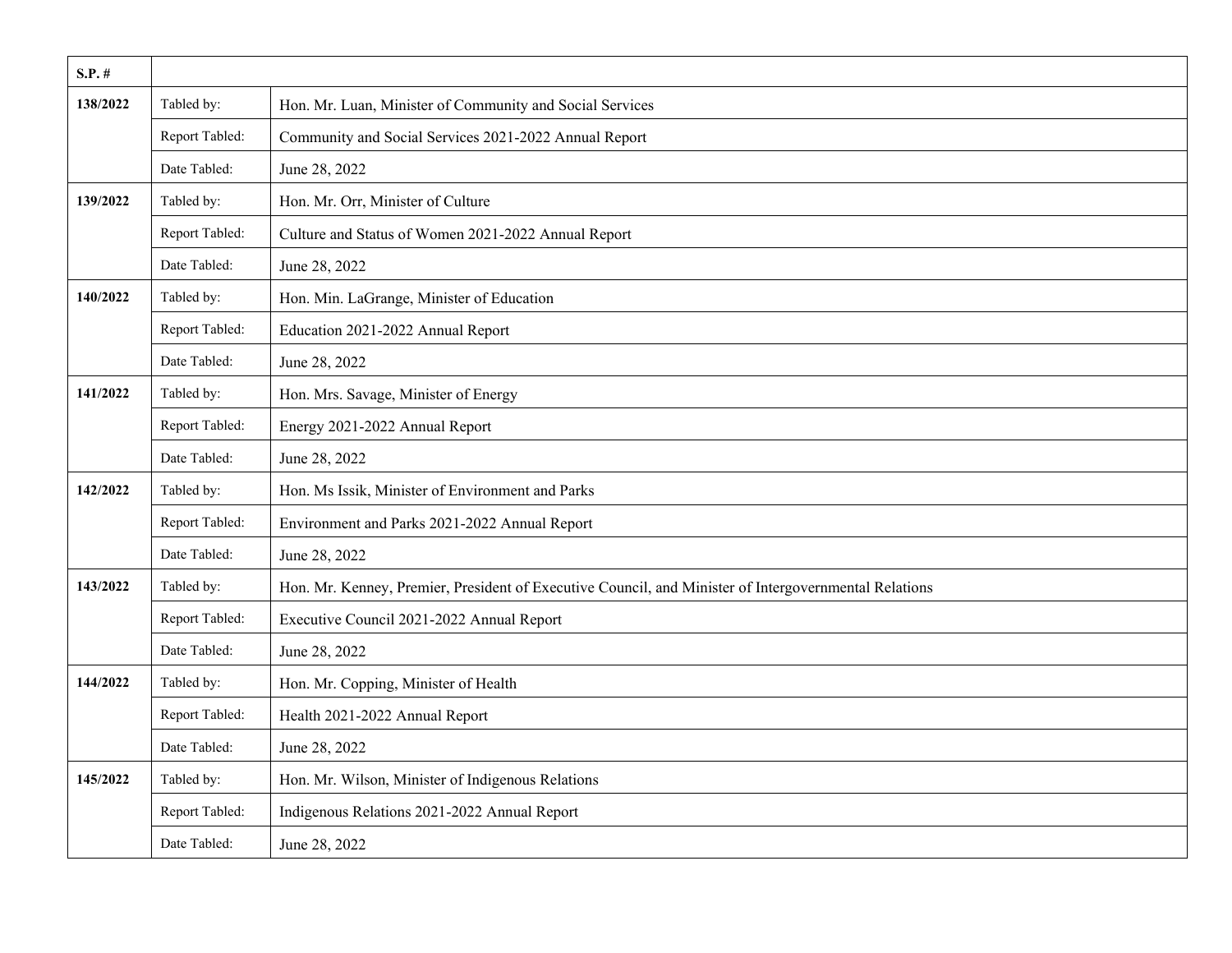| S.P. # | | |
|---|---|---|
| **138/2022** | Tabled by: | Hon. Mr. Luan, Minister of Community and Social Services |
| | Report Tabled: | Community and Social Services 2021-2022 Annual Report |
| | Date Tabled: | June 28, 2022 |
| **139/2022** | Tabled by: | Hon. Mr. Orr, Minister of Culture |
| | Report Tabled: | Culture and Status of Women 2021-2022 Annual Report |
| | Date Tabled: | June 28, 2022 |
| **140/2022** | Tabled by: | Hon. Min. LaGrange, Minister of Education |
| | Report Tabled: | Education 2021-2022 Annual Report |
| | Date Tabled: | June 28, 2022 |
| **141/2022** | Tabled by: | Hon. Mrs. Savage, Minister of Energy |
| | Report Tabled: | Energy 2021-2022 Annual Report |
| | Date Tabled: | June 28, 2022 |
| **142/2022** | Tabled by: | Hon. Ms Issik, Minister of Environment and Parks |
| | Report Tabled: | Environment and Parks 2021-2022 Annual Report |
| | Date Tabled: | June 28, 2022 |
| **143/2022** | Tabled by: | Hon. Mr. Kenney, Premier, President of Executive Council, and Minister of Intergovernmental Relations |
| | Report Tabled: | Executive Council 2021-2022 Annual Report |
| | Date Tabled: | June 28, 2022 |
| **144/2022** | Tabled by: | Hon. Mr. Copping, Minister of Health |
| | Report Tabled: | Health 2021-2022 Annual Report |
| | Date Tabled: | June 28, 2022 |
| **145/2022** | Tabled by: | Hon. Mr. Wilson, Minister of Indigenous Relations |
| | Report Tabled: | Indigenous Relations 2021-2022 Annual Report |
| | Date Tabled: | June 28, 2022 |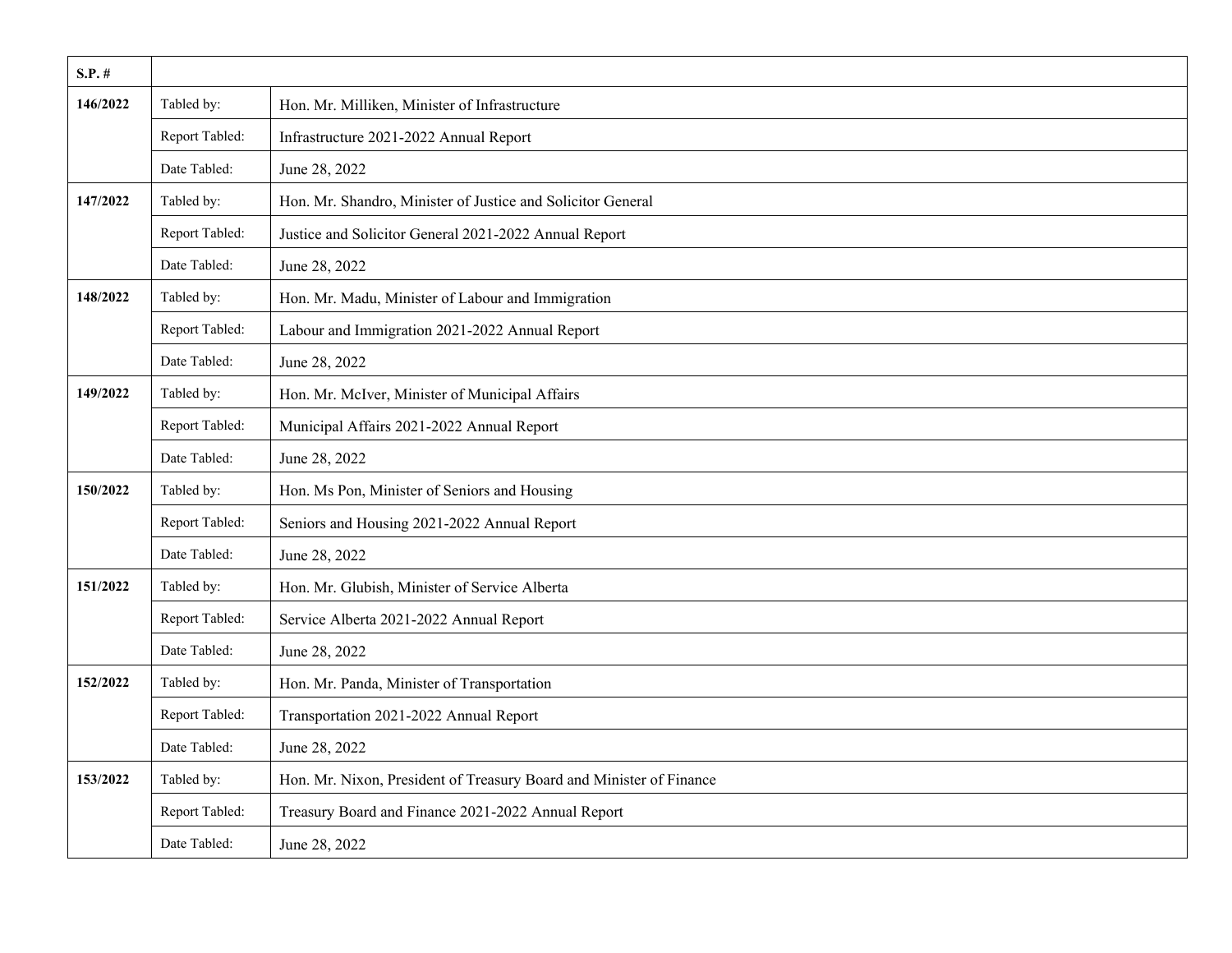| S.P. # | | |
|---|---|---|
| 146/2022 | Tabled by: | Hon. Mr. Milliken, Minister of Infrastructure |
| | Report Tabled: | Infrastructure 2021-2022 Annual Report |
| | Date Tabled: | June 28, 2022 |
| 147/2022 | Tabled by: | Hon. Mr. Shandro, Minister of Justice and Solicitor General |
| | Report Tabled: | Justice and Solicitor General 2021-2022 Annual Report |
| | Date Tabled: | June 28, 2022 |
| 148/2022 | Tabled by: | Hon. Mr. Madu, Minister of Labour and Immigration |
| | Report Tabled: | Labour and Immigration 2021-2022 Annual Report |
| | Date Tabled: | June 28, 2022 |
| 149/2022 | Tabled by: | Hon. Mr. McIver, Minister of Municipal Affairs |
| | Report Tabled: | Municipal Affairs 2021-2022 Annual Report |
| | Date Tabled: | June 28, 2022 |
| 150/2022 | Tabled by: | Hon. Ms Pon, Minister of Seniors and Housing |
| | Report Tabled: | Seniors and Housing 2021-2022 Annual Report |
| | Date Tabled: | June 28, 2022 |
| 151/2022 | Tabled by: | Hon. Mr. Glubish, Minister of Service Alberta |
| | Report Tabled: | Service Alberta 2021-2022 Annual Report |
| | Date Tabled: | June 28, 2022 |
| 152/2022 | Tabled by: | Hon. Mr. Panda, Minister of Transportation |
| | Report Tabled: | Transportation 2021-2022 Annual Report |
| | Date Tabled: | June 28, 2022 |
| 153/2022 | Tabled by: | Hon. Mr. Nixon, President of Treasury Board and Minister of Finance |
| | Report Tabled: | Treasury Board and Finance 2021-2022 Annual Report |
| | Date Tabled: | June 28, 2022 |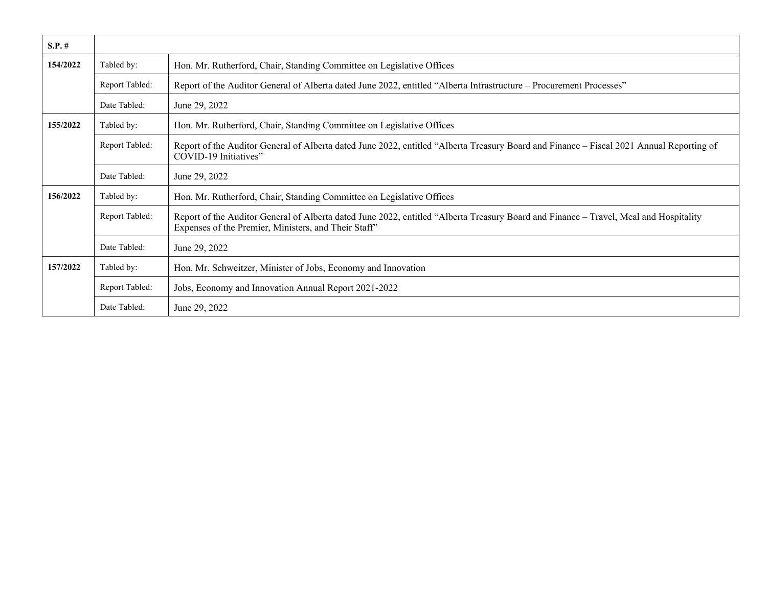| S.P. # | | |
|---|---|---|
| **154/2022** | Tabled by: | Hon. Mr. Rutherford, Chair, Standing Committee on Legislative Offices |
| | Report Tabled: | Report of the Auditor General of Alberta dated June 2022, entitled “Alberta Infrastructure – Procurement Processes” |
| | Date Tabled: | June 29, 2022 |
| **155/2022** | Tabled by: | Hon. Mr. Rutherford, Chair, Standing Committee on Legislative Offices |
| | Report Tabled: | Report of the Auditor General of Alberta dated June 2022, entitled “Alberta Treasury Board and Finance – Fiscal 2021 Annual Reporting of COVID-19 Initiatives” |
| | Date Tabled: | June 29, 2022 |
| **156/2022** | Tabled by: | Hon. Mr. Rutherford, Chair, Standing Committee on Legislative Offices |
| | Report Tabled: | Report of the Auditor General of Alberta dated June 2022, entitled “Alberta Treasury Board and Finance – Travel, Meal and Hospitality Expenses of the Premier, Ministers, and Their Staff” |
| | Date Tabled: | June 29, 2022 |
| **157/2022** | Tabled by: | Hon. Mr. Schweitzer, Minister of Jobs, Economy and Innovation |
| | Report Tabled: | Jobs, Economy and Innovation Annual Report 2021-2022 |
| | Date Tabled: | June 29, 2022 |